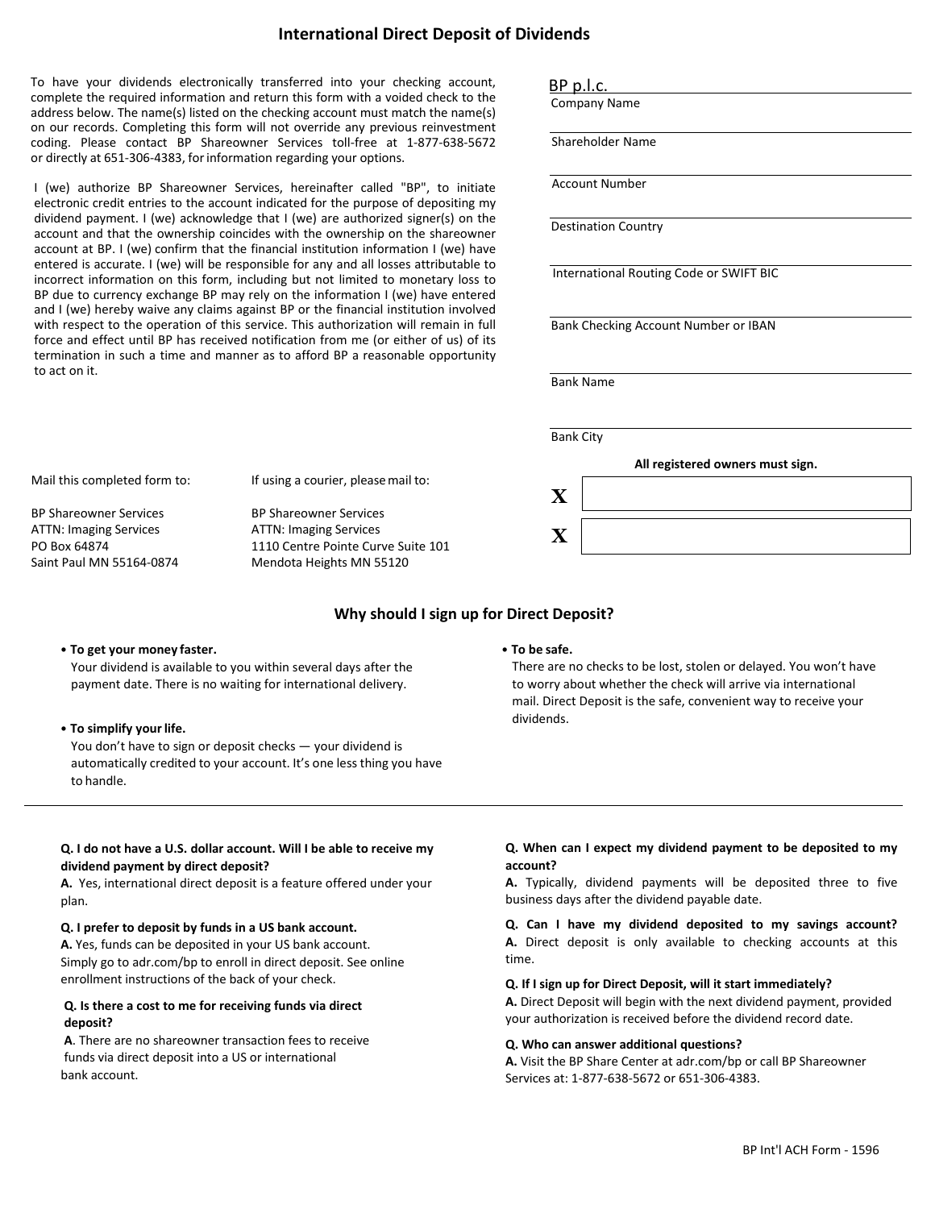# International Direct Deposit of Dividends

To have your dividends electronically transferred into your checking account, complete the required information and return this form with a voided check to the address below. The name(s) listed on the checking account must match the name(s) on our records. Completing this form will not override any previous reinvestment coding. Please contact BP Shareowner Services toll-free at 1-877-638-5672 or directly at 651-306-4383, for information regarding your options.

I (we) authorize BP Shareowner Services, hereinafter called "BP", to initiate electronic credit entries to the account indicated for the purpose of depositing my dividend payment. I (we) acknowledge that I (we) are authorized signer(s) on the account and that the ownership coincides with the ownership on the shareowner account at BP. I (we) confirm that the financial institution information I (we) have entered is accurate. I (we) will be responsible for any and all losses attributable to incorrect information on this form, including but not limited to monetary loss to BP due to currency exchange BP may rely on the information I (we) have entered and I (we) hereby waive any claims against BP or the financial institution involved with respect to the operation of this service. This authorization will remain in full force and effect until BP has received notification from me (or either of us) of its termination in such a time and manner as to afford BP a reasonable opportunity to act on it.

BP p.l.c.
Company Name

Shareholder Name

Account Number

Destination Country

International Routing Code or SWIFT BIC

Bank Checking Account Number or IBAN

Bank Name

Bank City

**All registered owners must sign.**

**X** ______________________

**X** ______________________

Mail this completed form to:

BP Shareowner Services
ATTN: Imaging Services
PO Box 64874
Saint Paul MN 55164-0874

If using a courier, please mail to:

BP Shareowner Services
ATTN: Imaging Services
1110 Centre Pointe Curve Suite 101
Mendota Heights MN 55120

## Why should I sign up for Direct Deposit?

- **To get your money faster.**
  Your dividend is available to you within several days after the payment date. There is no waiting for international delivery.
- **To simplify your life.**
  You don't have to sign or deposit checks — your dividend is automatically credited to your account. It's one less thing you have to handle.
- **To be safe.**
  There are no checks to be lost, stolen or delayed. You won't have to worry about whether the check will arrive via international mail. Direct Deposit is the safe, convenient way to receive your dividends.

---

**Q. I do not have a U.S. dollar account. Will I be able to receive my dividend payment by direct deposit?**
**A.** Yes, international direct deposit is a feature offered under your plan.

**Q. I prefer to deposit by funds in a US bank account.**
**A.** Yes, funds can be deposited in your US bank account. Simply go to adr.com/bp to enroll in direct deposit. See online enrollment instructions of the back of your check.

**Q. Is there a cost to me for receiving funds via direct deposit?**
**A**. There are no shareowner transaction fees to receive funds via direct deposit into a US or international bank account.

**Q. When can I expect my dividend payment to be deposited to my account?**
**A.** Typically, dividend payments will be deposited three to five business days after the dividend payable date.

**Q. Can I have my dividend deposited to my savings account?**
**A.** Direct deposit is only available to checking accounts at this time.

**Q. If I sign up for Direct Deposit, will it start immediately?**
**A.** Direct Deposit will begin with the next dividend payment, provided your authorization is received before the dividend record date.

**Q. Who can answer additional questions?**
**A.** Visit the BP Share Center at adr.com/bp or call BP Shareowner Services at: 1-877-638-5672 or 651-306-4383.

BP Int'l ACH Form - 1596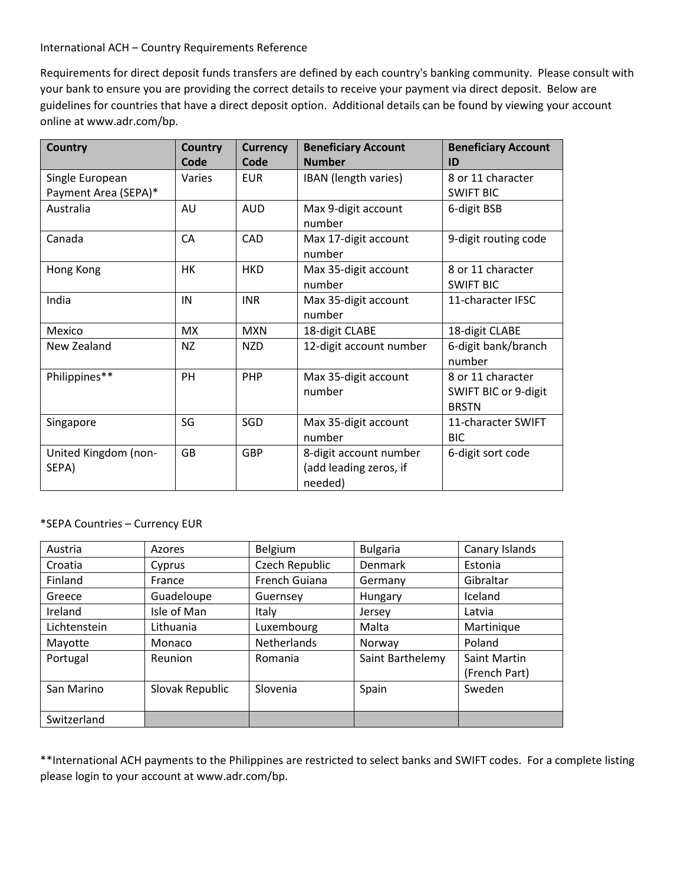International ACH – Country Requirements Reference

Requirements for direct deposit funds transfers are defined by each country's banking community. Please consult with your bank to ensure you are providing the correct details to receive your payment via direct deposit. Below are guidelines for countries that have a direct deposit option. Additional details can be found by viewing your account online at www.adr.com/bp.

| Country | Country Code | Currency Code | Beneficiary Account Number | Beneficiary Account ID |
|---|---|---|---|---|
| Single European Payment Area (SEPA)* | Varies | EUR | IBAN (length varies) | 8 or 11 character SWIFT BIC |
| Australia | AU | AUD | Max 9-digit account number | 6-digit BSB |
| Canada | CA | CAD | Max 17-digit account number | 9-digit routing code |
| Hong Kong | HK | HKD | Max 35-digit account number | 8 or 11 character SWIFT BIC |
| India | IN | INR | Max 35-digit account number | 11-character IFSC |
| Mexico | MX | MXN | 18-digit CLABE | 18-digit CLABE |
| New Zealand | NZ | NZD | 12-digit account number | 6-digit bank/branch number |
| Philippines** | PH | PHP | Max 35-digit account number | 8 or 11 character SWIFT BIC or 9-digit BRSTN |
| Singapore | SG | SGD | Max 35-digit account number | 11-character SWIFT BIC |
| United Kingdom (non-SEPA) | GB | GBP | 8-digit account number (add leading zeros, if needed) | 6-digit sort code |

*SEPA Countries – Currency EUR

| | | | | |
|---|---|---|---|---|
| Austria | Azores | Belgium | Bulgaria | Canary Islands |
| Croatia | Cyprus | Czech Republic | Denmark | Estonia |
| Finland | France | French Guiana | Germany | Gibraltar |
| Greece | Guadeloupe | Guernsey | Hungary | Iceland |
| Ireland | Isle of Man | Italy | Jersey | Latvia |
| Lichtenstein | Lithuania | Luxembourg | Malta | Martinique |
| Mayotte | Monaco | Netherlands | Norway | Poland |
| Portugal | Reunion | Romania | Saint Barthelemy | Saint Martin (French Part) |
| San Marino | Slovak Republic | Slovenia | Spain | Sweden |
| Switzerland | | | | |

**International ACH payments to the Philippines are restricted to select banks and SWIFT codes. For a complete listing please login to your account at www.adr.com/bp.